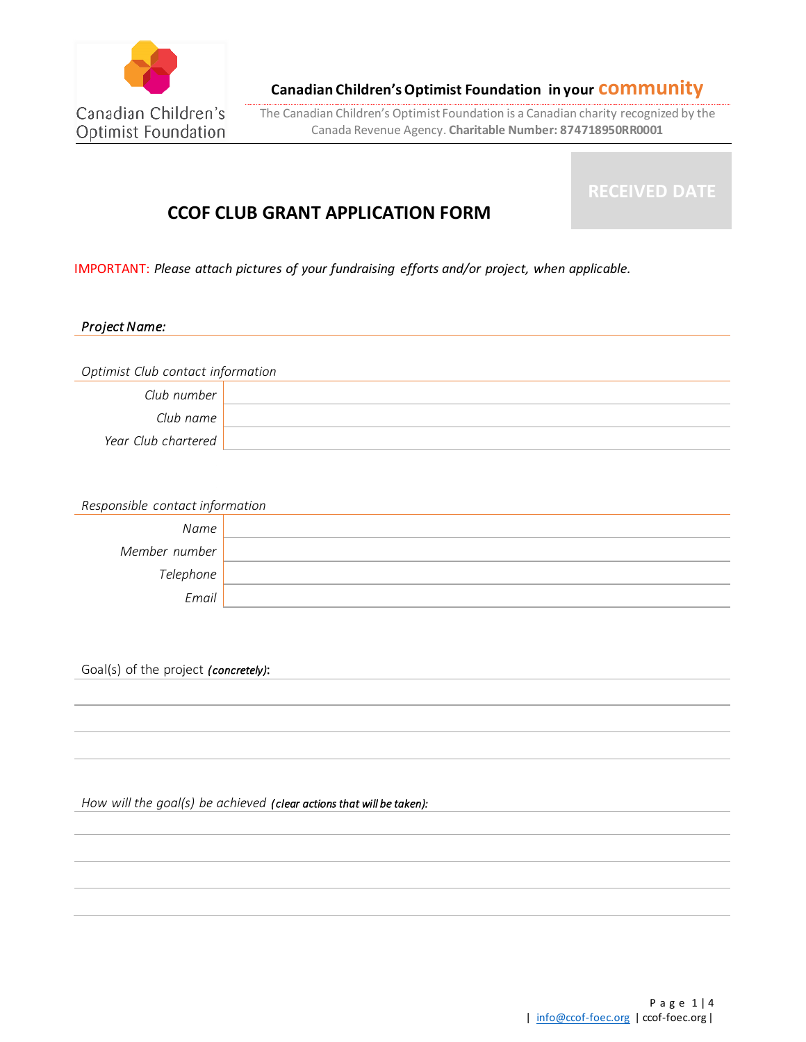Canadian Children's Optimist Foundation

**Canadian Children's Optimist Foundation in your community**

The Canadian Children's Optimist Foundation is a Canadian charity recognized by the Canada Revenue Agency. **Charitable Number: 874718950RR0001**

RECEIVED DATE

# CCOF CLUB GRANT APPLICATION FORM

IMPORTANT: *Please attach pictures of your fundraising efforts and/or project, when applicable.*

***Project Name:***

*Optimist Club contact information*

| | |
|---|---|
| *Club number* | |
| *Club name* | |
| *Year Club chartered* | |

*Responsible contact information*

| | |
|---|---|
| *Name* | |
| *Member number* | |
| *Telephone* | |
| *Email* | |

Goal(s) of the project ***(concretely)***:

*How will the goal(s) be achieved* ***(clear actions that will be taken):***

| info@ccof-foec.org | ccof-foec.org |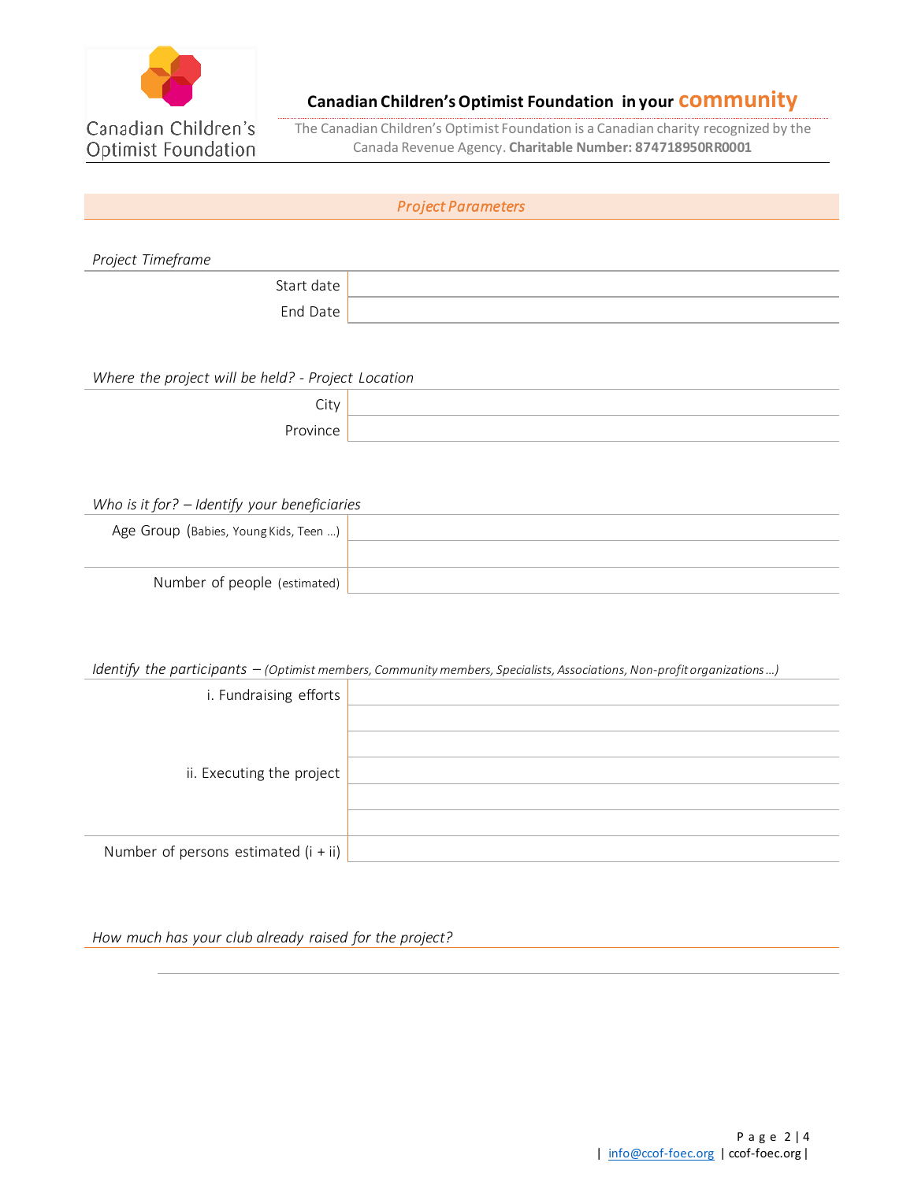**Canadian Children's Optimist Foundation in your community**

The Canadian Children's Optimist Foundation is a Canadian charity recognized by the Canada Revenue Agency. **Charitable Number: 874718950RR0001**

## *Project Parameters*

*Project Timeframe*

| | |
|---|---|
| Start date | |
| End Date | |

*Where the project will be held? - Project Location*

| | |
|---|---|
| City | |
| Province | |

*Who is it for? – Identify your beneficiaries*

| | |
|---|---|
| Age Group (Babies, Young Kids, Teen ...) | |
| | |
| Number of people (estimated) | |

*Identify the participants – (Optimist members, Community members, Specialists, Associations, Non-profit organizations ...)*

| | |
|---|---|
| i. Fundraising efforts | |
| | |
| | |
| ii. Executing the project | |
| | |
| | |
| Number of persons estimated (i + ii) | |

*How much has your club already raised for the project?*

| info@ccof-foec.org | ccof-foec.org |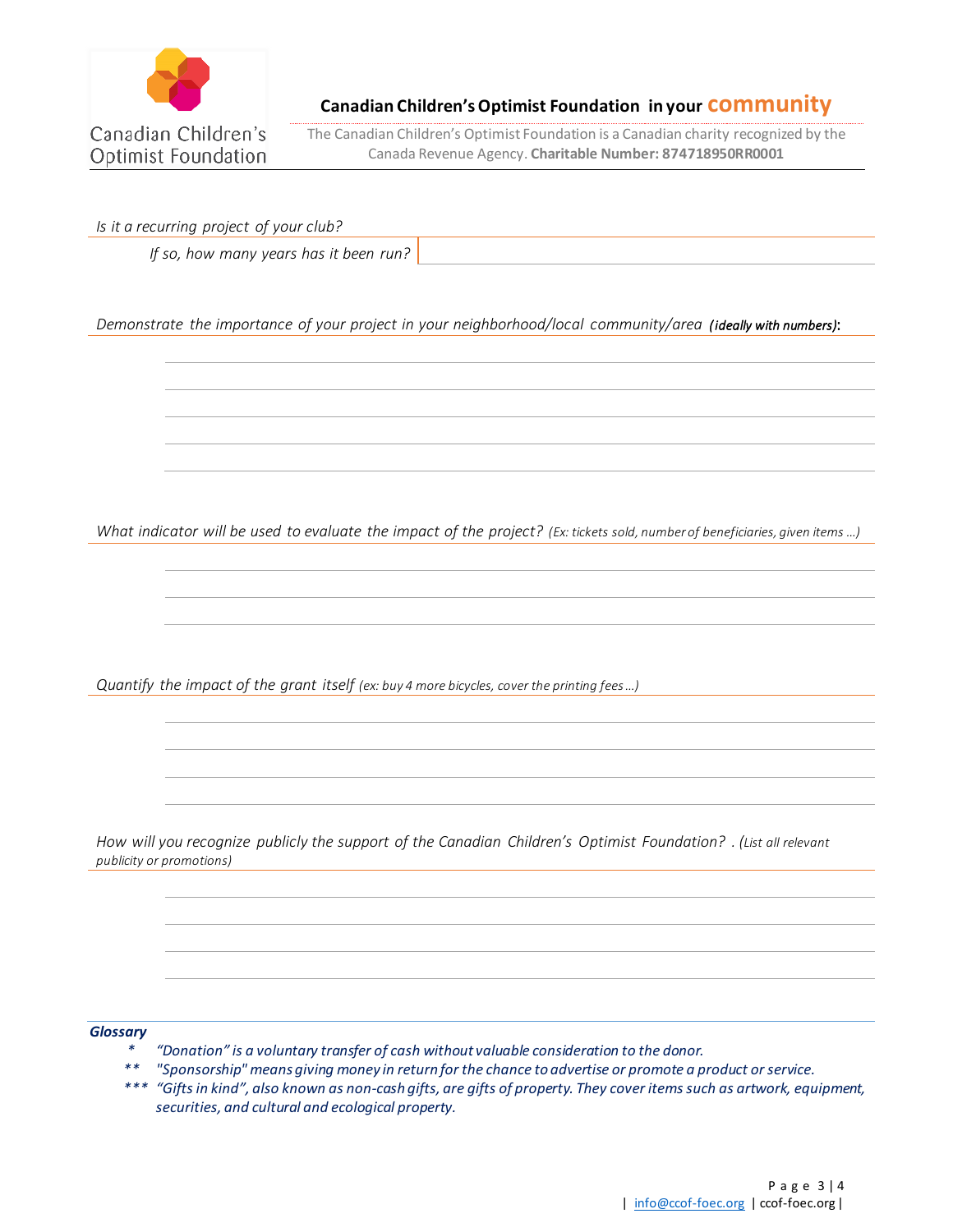*Is it a recurring project of your club?*

*If so, how many years has it been run?*

*Demonstrate the importance of your project in your neighborhood/local community/area* ***(ideally with numbers)***:

*What indicator will be used to evaluate the impact of the project? (Ex: tickets sold, number of beneficiaries, given items …)*

*Quantify the impact of the grant itself (ex: buy 4 more bicycles, cover the printing fees …)*

*How will you recognize publicly the support of the Canadian Children's Optimist Foundation? . (List all relevant publicity or promotions)*

***Glossary***

- *\* "Donation" is a voluntary transfer of cash without valuable consideration to the donor.*
- *\*\* "Sponsorship" means giving money in return for the chance to advertise or promote a product or service.*
- *\*\*\* "Gifts in kind", also known as non-cash gifts, are gifts of property. They cover items such as artwork, equipment, securities, and cultural and ecological property.*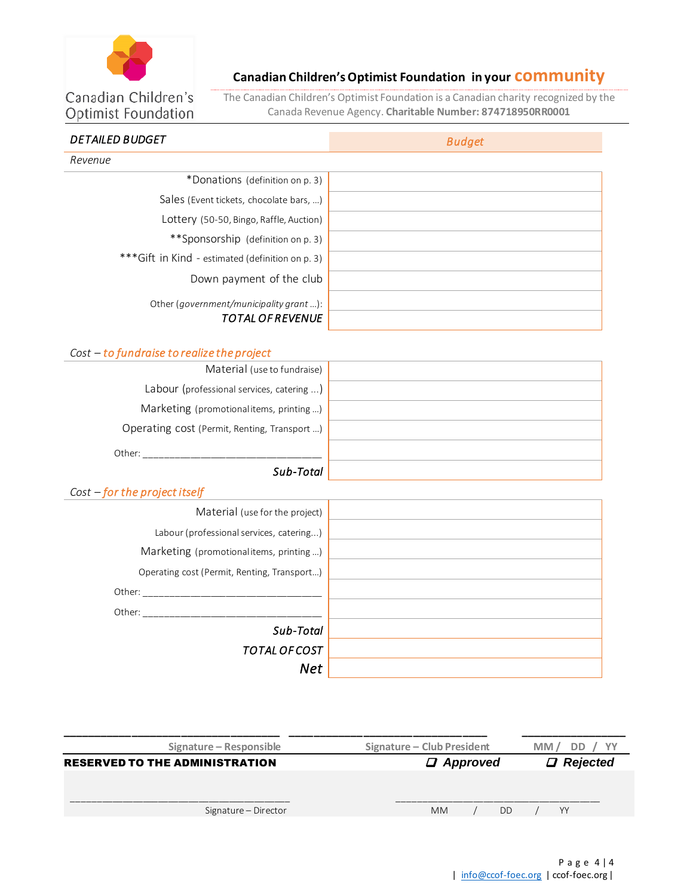Canadian Children's Optimist Foundation

**Canadian Children's Optimist Foundation in your community**

The Canadian Children's Optimist Foundation is a Canadian charity recognized by the Canada Revenue Agency. **Charitable Number: 874718950RR0001**

| *DETAILED BUDGET* | *Budget* |
|---|---|
| *Revenue* | |
| *Donations (definition on p. 3) | |
| Sales (Event tickets, chocolate bars, ...) | |
| Lottery (50-50, Bingo, Raffle, Auction) | |
| **Sponsorship (definition on p. 3) | |
| ***Gift in Kind - estimated (definition on p. 3) | |
| Down payment of the club | |
| Other (*government/municipality grant* ...): | |
| *TOTAL OF REVENUE* | |
| *Cost – to fundraise to realize the project* | |
| Material (use to fundraise) | |
| Labour (professional services, catering ...) | |
| Marketing (promotional items, printing ...) | |
| Operating cost (Permit, Renting, Transport ...) | |
| Other: ________________________________ | |
| *Sub-Total* | |
| *Cost – for the project itself* | |
| Material (use for the project) | |
| Labour (professional services, catering...) | |
| Marketing (promotional items, printing ...) | |
| Operating cost (Permit, Renting, Transport...) | |
| Other: ________________________________ | |
| Other: ________________________________ | |
| *Sub-Total* | |
| *TOTAL OF COST* | |
| *Net* | |

________________________________ ________________________________ ______________

Signature – Responsible Signature – Club President MM / DD / YY

**RESERVED TO THE ADMINISTRATION** ❑ ***Approved*** ❑ ***Rejected***

________________________________ ________________________________

Signature – Director MM / DD / YY

| info@ccof-foec.org | ccof-foec.org |